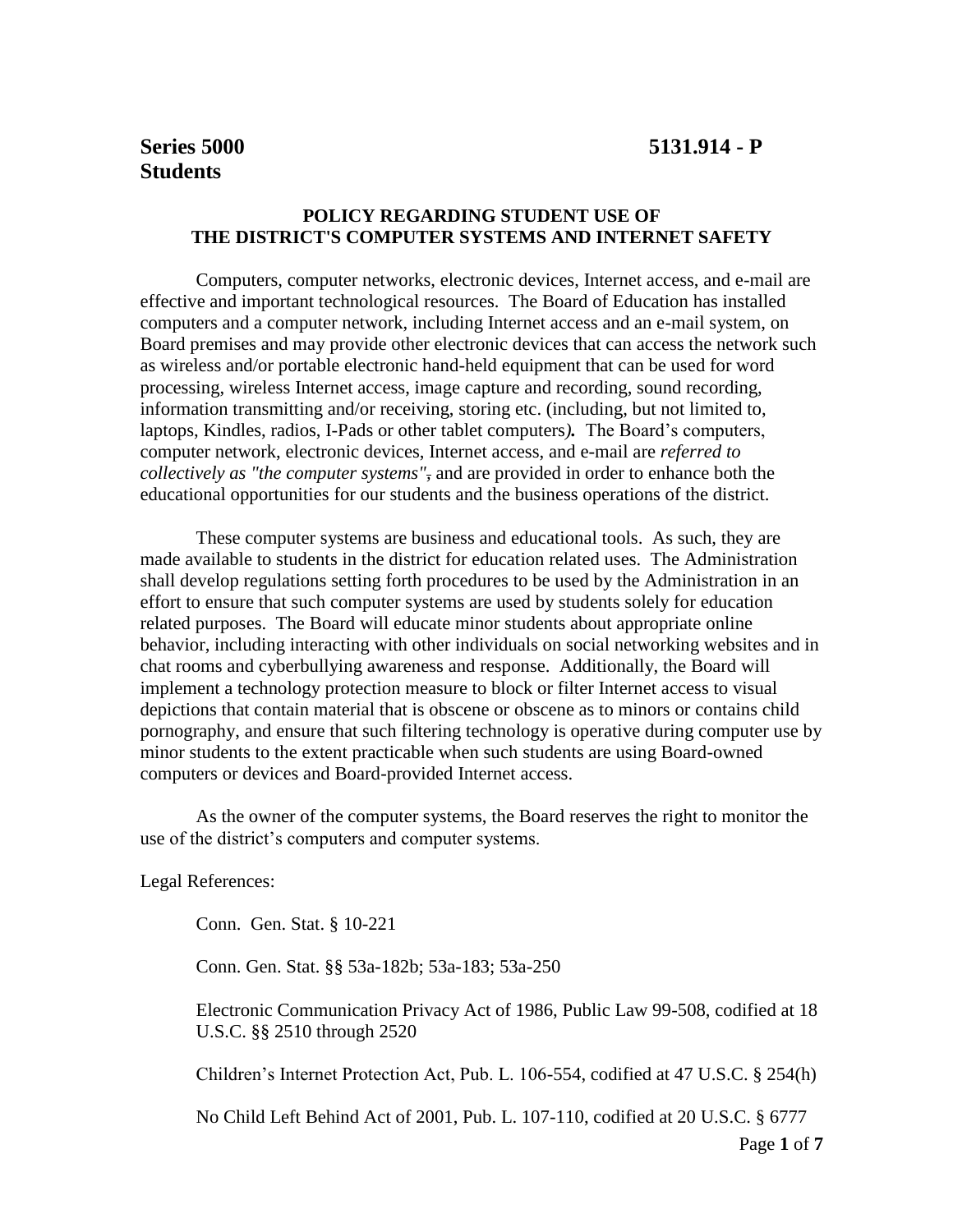**Series 5000** **5131.914 - P**
**Students**

### POLICY REGARDING STUDENT USE OF THE DISTRICT'S COMPUTER SYSTEMS AND INTERNET SAFETY

Computers, computer networks, electronic devices, Internet access, and e-mail are effective and important technological resources. The Board of Education has installed computers and a computer network, including Internet access and an e-mail system, on Board premises and may provide other electronic devices that can access the network such as wireless and/or portable electronic hand-held equipment that can be used for word processing, wireless Internet access, image capture and recording, sound recording, information transmitting and/or receiving, storing etc. (including, but not limited to, laptops, Kindles, radios, I-Pads or other tablet computers***).*** The Board's computers, computer network, electronic devices, Internet access, and e-mail are *referred to collectively as "the computer systems"*, and are provided in order to enhance both the educational opportunities for our students and the business operations of the district.

These computer systems are business and educational tools. As such, they are made available to students in the district for education related uses. The Administration shall develop regulations setting forth procedures to be used by the Administration in an effort to ensure that such computer systems are used by students solely for education related purposes. The Board will educate minor students about appropriate online behavior, including interacting with other individuals on social networking websites and in chat rooms and cyberbullying awareness and response. Additionally, the Board will implement a technology protection measure to block or filter Internet access to visual depictions that contain material that is obscene or obscene as to minors or contains child pornography, and ensure that such filtering technology is operative during computer use by minor students to the extent practicable when such students are using Board-owned computers or devices and Board-provided Internet access.

As the owner of the computer systems, the Board reserves the right to monitor the use of the district's computers and computer systems.

Legal References:

Conn. Gen. Stat. § 10-221

Conn. Gen. Stat. §§ 53a-182b; 53a-183; 53a-250

Electronic Communication Privacy Act of 1986, Public Law 99-508, codified at 18 U.S.C. §§ 2510 through 2520

Children's Internet Protection Act, Pub. L. 106-554, codified at 47 U.S.C. § 254(h)

No Child Left Behind Act of 2001, Pub. L. 107-110, codified at 20 U.S.C. § 6777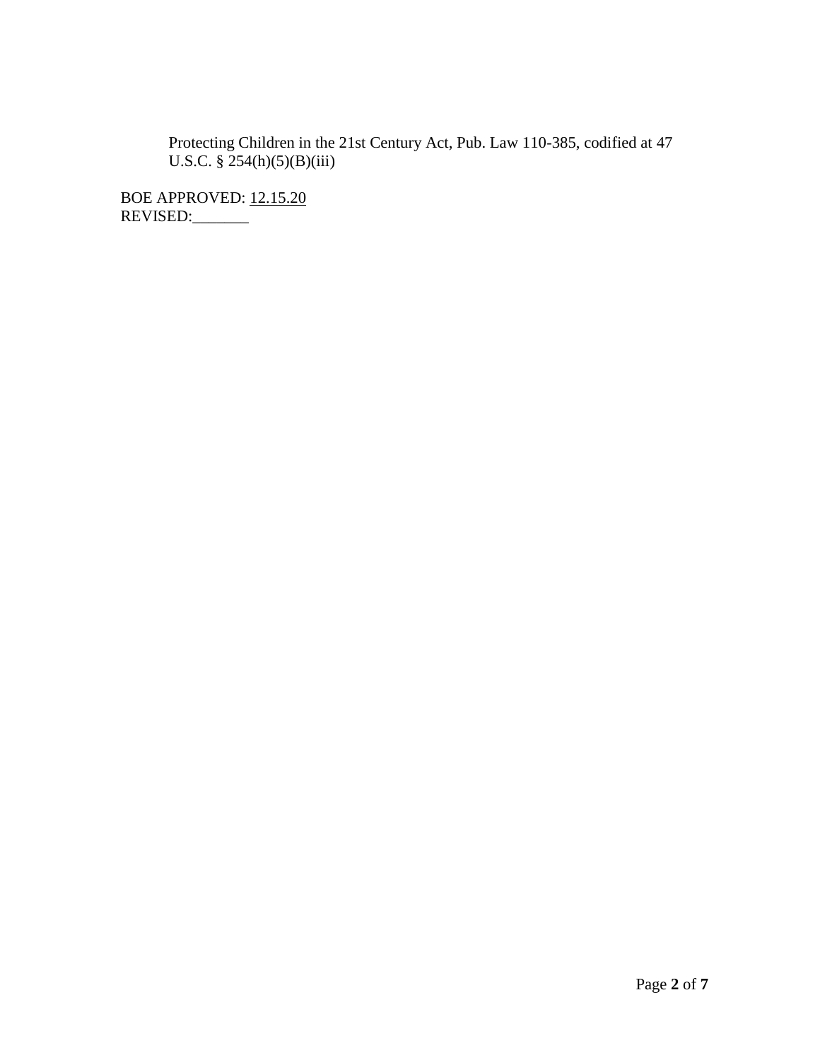Protecting Children in the 21st Century Act, Pub. Law 110-385, codified at 47 U.S.C. § 254(h)(5)(B)(iii)

BOE APPROVED: 12.15.20
REVISED:_______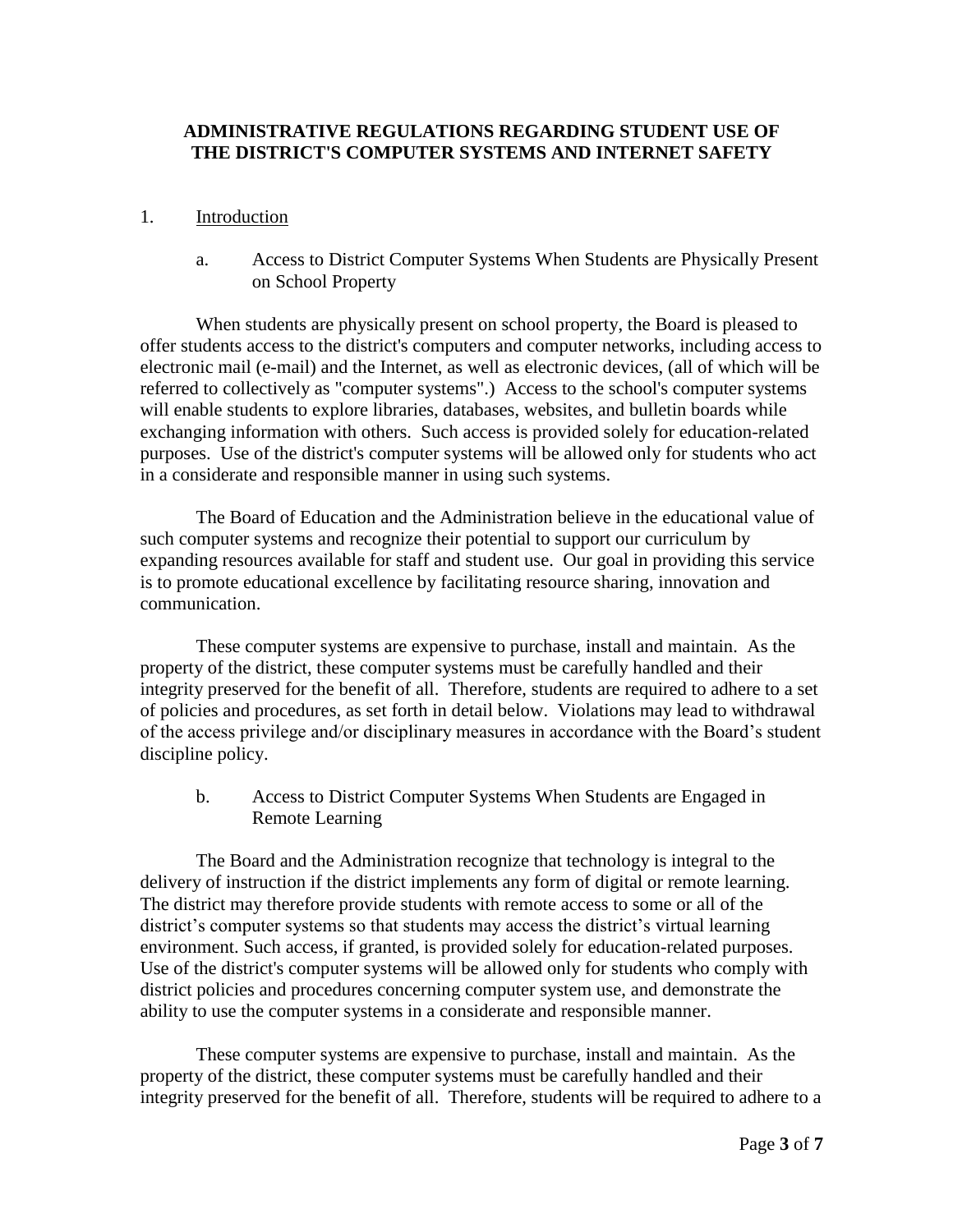# ADMINISTRATIVE REGULATIONS REGARDING STUDENT USE OF THE DISTRICT'S COMPUTER SYSTEMS AND INTERNET SAFETY

1. <u>Introduction</u>

   a. Access to District Computer Systems When Students are Physically Present on School Property

When students are physically present on school property, the Board is pleased to offer students access to the district's computers and computer networks, including access to electronic mail (e-mail) and the Internet, as well as electronic devices, (all of which will be referred to collectively as "computer systems".) Access to the school's computer systems will enable students to explore libraries, databases, websites, and bulletin boards while exchanging information with others. Such access is provided solely for education-related purposes. Use of the district's computer systems will be allowed only for students who act in a considerate and responsible manner in using such systems.

The Board of Education and the Administration believe in the educational value of such computer systems and recognize their potential to support our curriculum by expanding resources available for staff and student use. Our goal in providing this service is to promote educational excellence by facilitating resource sharing, innovation and communication.

These computer systems are expensive to purchase, install and maintain. As the property of the district, these computer systems must be carefully handled and their integrity preserved for the benefit of all. Therefore, students are required to adhere to a set of policies and procedures, as set forth in detail below. Violations may lead to withdrawal of the access privilege and/or disciplinary measures in accordance with the Board's student discipline policy.

   b. Access to District Computer Systems When Students are Engaged in Remote Learning

The Board and the Administration recognize that technology is integral to the delivery of instruction if the district implements any form of digital or remote learning. The district may therefore provide students with remote access to some or all of the district's computer systems so that students may access the district's virtual learning environment. Such access, if granted, is provided solely for education-related purposes. Use of the district's computer systems will be allowed only for students who comply with district policies and procedures concerning computer system use, and demonstrate the ability to use the computer systems in a considerate and responsible manner.

These computer systems are expensive to purchase, install and maintain. As the property of the district, these computer systems must be carefully handled and their integrity preserved for the benefit of all. Therefore, students will be required to adhere to a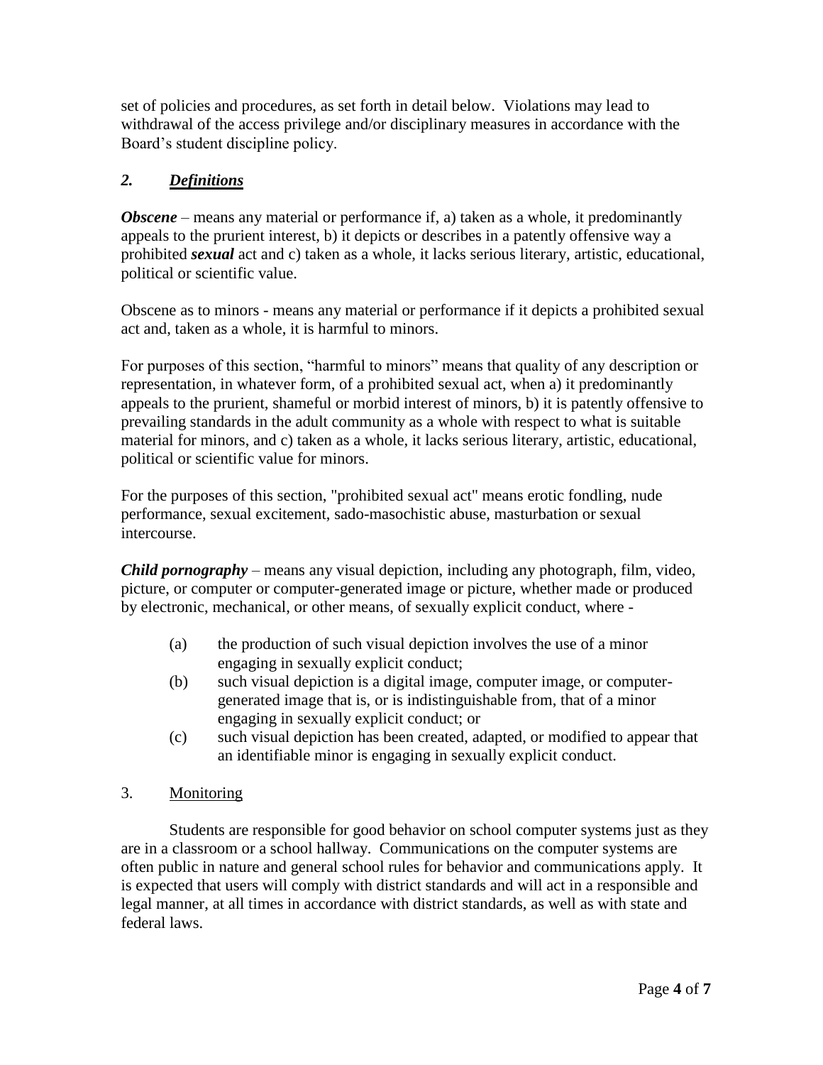set of policies and procedures, as set forth in detail below. Violations may lead to withdrawal of the access privilege and/or disciplinary measures in accordance with the Board's student discipline policy.

## *2. Definitions*

***Obscene*** – means any material or performance if, a) taken as a whole, it predominantly appeals to the prurient interest, b) it depicts or describes in a patently offensive way a prohibited ***sexual*** act and c) taken as a whole, it lacks serious literary, artistic, educational, political or scientific value.

Obscene as to minors - means any material or performance if it depicts a prohibited sexual act and, taken as a whole, it is harmful to minors.

For purposes of this section, "harmful to minors" means that quality of any description or representation, in whatever form, of a prohibited sexual act, when a) it predominantly appeals to the prurient, shameful or morbid interest of minors, b) it is patently offensive to prevailing standards in the adult community as a whole with respect to what is suitable material for minors, and c) taken as a whole, it lacks serious literary, artistic, educational, political or scientific value for minors.

For the purposes of this section, "prohibited sexual act" means erotic fondling, nude performance, sexual excitement, sado-masochistic abuse, masturbation or sexual intercourse.

***Child pornography*** – means any visual depiction, including any photograph, film, video, picture, or computer or computer-generated image or picture, whether made or produced by electronic, mechanical, or other means, of sexually explicit conduct, where -

(a) the production of such visual depiction involves the use of a minor engaging in sexually explicit conduct;

(b) such visual depiction is a digital image, computer image, or computer-generated image that is, or is indistinguishable from, that of a minor engaging in sexually explicit conduct; or

(c) such visual depiction has been created, adapted, or modified to appear that an identifiable minor is engaging in sexually explicit conduct.

## 3. Monitoring

Students are responsible for good behavior on school computer systems just as they are in a classroom or a school hallway. Communications on the computer systems are often public in nature and general school rules for behavior and communications apply. It is expected that users will comply with district standards and will act in a responsible and legal manner, at all times in accordance with district standards, as well as with state and federal laws.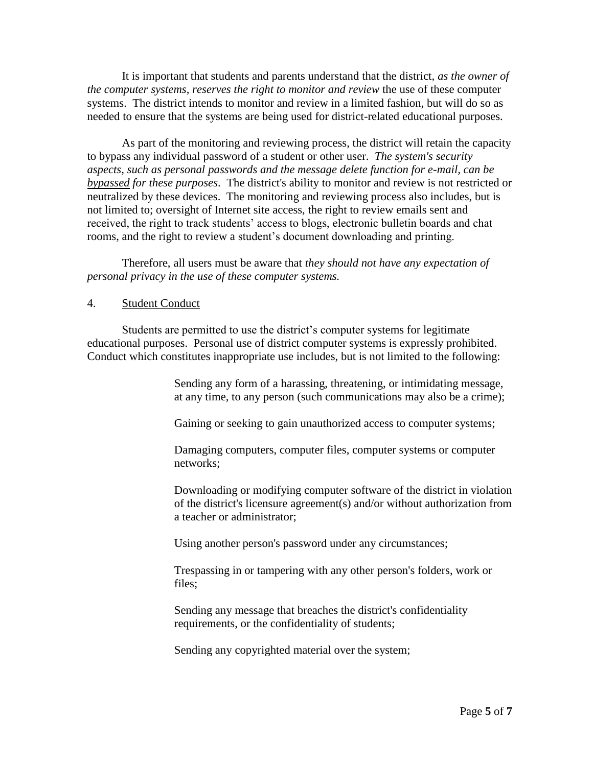It is important that students and parents understand that the district, *as the owner of the computer systems, reserves the right to monitor and review* the use of these computer systems. The district intends to monitor and review in a limited fashion, but will do so as needed to ensure that the systems are being used for district-related educational purposes.

As part of the monitoring and reviewing process, the district will retain the capacity to bypass any individual password of a student or other user. *The system's security aspects, such as personal passwords and the message delete function for e-mail, can be* ***bypassed*** *for these purposes*. The district's ability to monitor and review is not restricted or neutralized by these devices. The monitoring and reviewing process also includes, but is not limited to; oversight of Internet site access, the right to review emails sent and received, the right to track students' access to blogs, electronic bulletin boards and chat rooms, and the right to review a student's document downloading and printing.

Therefore, all users must be aware that *they should not have any expectation of personal privacy in the use of these computer systems.*

4. Student Conduct

Students are permitted to use the district's computer systems for legitimate educational purposes. Personal use of district computer systems is expressly prohibited. Conduct which constitutes inappropriate use includes, but is not limited to the following:

> Sending any form of a harassing, threatening, or intimidating message, at any time, to any person (such communications may also be a crime);
>
> Gaining or seeking to gain unauthorized access to computer systems;
>
> Damaging computers, computer files, computer systems or computer networks;
>
> Downloading or modifying computer software of the district in violation of the district's licensure agreement(s) and/or without authorization from a teacher or administrator;
>
> Using another person's password under any circumstances;
>
> Trespassing in or tampering with any other person's folders, work or files;
>
> Sending any message that breaches the district's confidentiality requirements, or the confidentiality of students;
>
> Sending any copyrighted material over the system;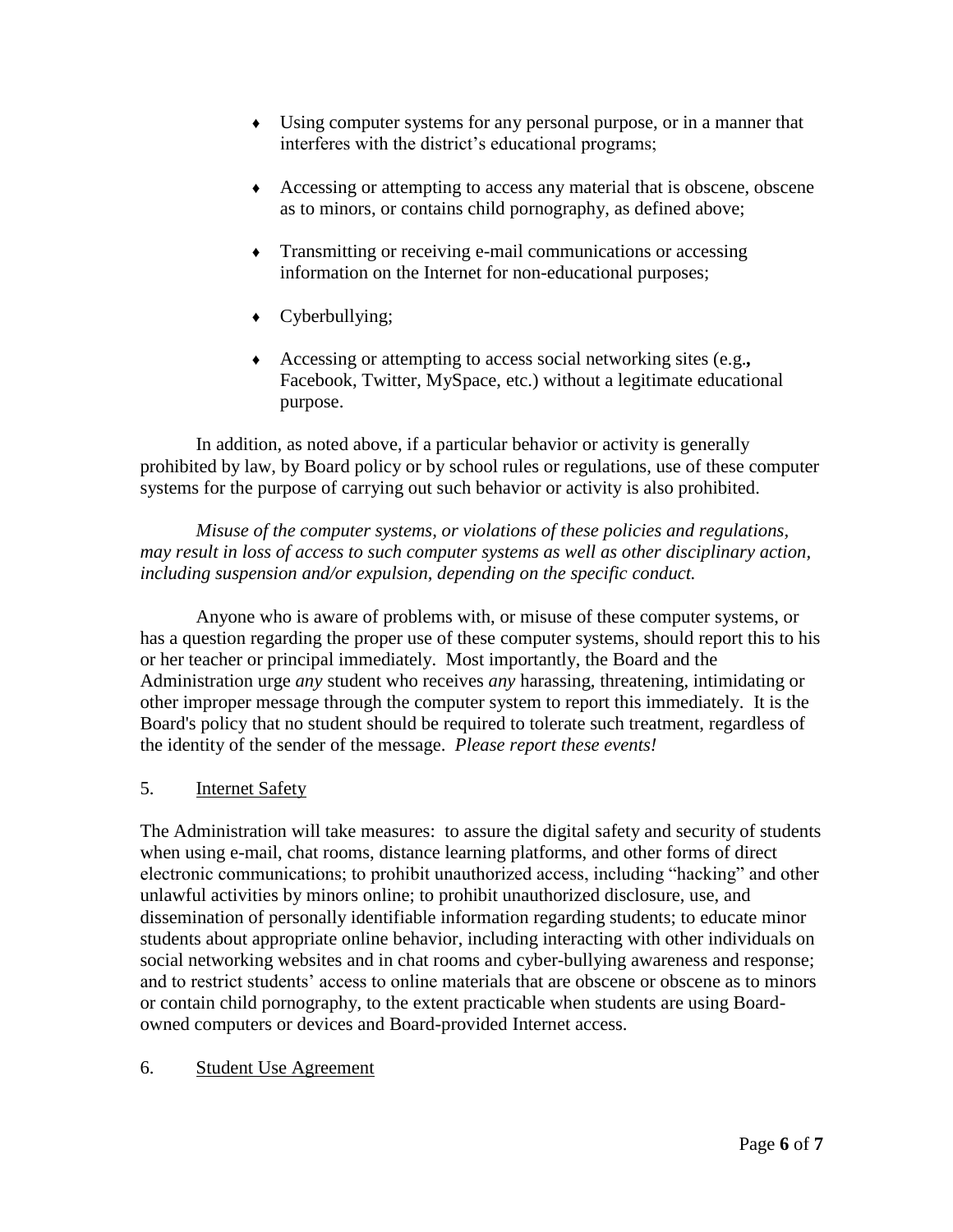- Using computer systems for any personal purpose, or in a manner that interferes with the district's educational programs;

- Accessing or attempting to access any material that is obscene, obscene as to minors, or contains child pornography, as defined above;

- Transmitting or receiving e-mail communications or accessing information on the Internet for non-educational purposes;

- Cyberbullying;

- Accessing or attempting to access social networking sites (e.g., Facebook, Twitter, MySpace, etc.) without a legitimate educational purpose.

In addition, as noted above, if a particular behavior or activity is generally prohibited by law, by Board policy or by school rules or regulations, use of these computer systems for the purpose of carrying out such behavior or activity is also prohibited.

*Misuse of the computer systems, or violations of these policies and regulations, may result in loss of access to such computer systems as well as other disciplinary action, including suspension and/or expulsion, depending on the specific conduct.*

Anyone who is aware of problems with, or misuse of these computer systems, or has a question regarding the proper use of these computer systems, should report this to his or her teacher or principal immediately. Most importantly, the Board and the Administration urge *any* student who receives *any* harassing, threatening, intimidating or other improper message through the computer system to report this immediately. It is the Board's policy that no student should be required to tolerate such treatment, regardless of the identity of the sender of the message. *Please report these events!*

5. Internet Safety

The Administration will take measures: to assure the digital safety and security of students when using e-mail, chat rooms, distance learning platforms, and other forms of direct electronic communications; to prohibit unauthorized access, including "hacking" and other unlawful activities by minors online; to prohibit unauthorized disclosure, use, and dissemination of personally identifiable information regarding students; to educate minor students about appropriate online behavior, including interacting with other individuals on social networking websites and in chat rooms and cyber-bullying awareness and response; and to restrict students' access to online materials that are obscene or obscene as to minors or contain child pornography, to the extent practicable when students are using Board-owned computers or devices and Board-provided Internet access.

6. Student Use Agreement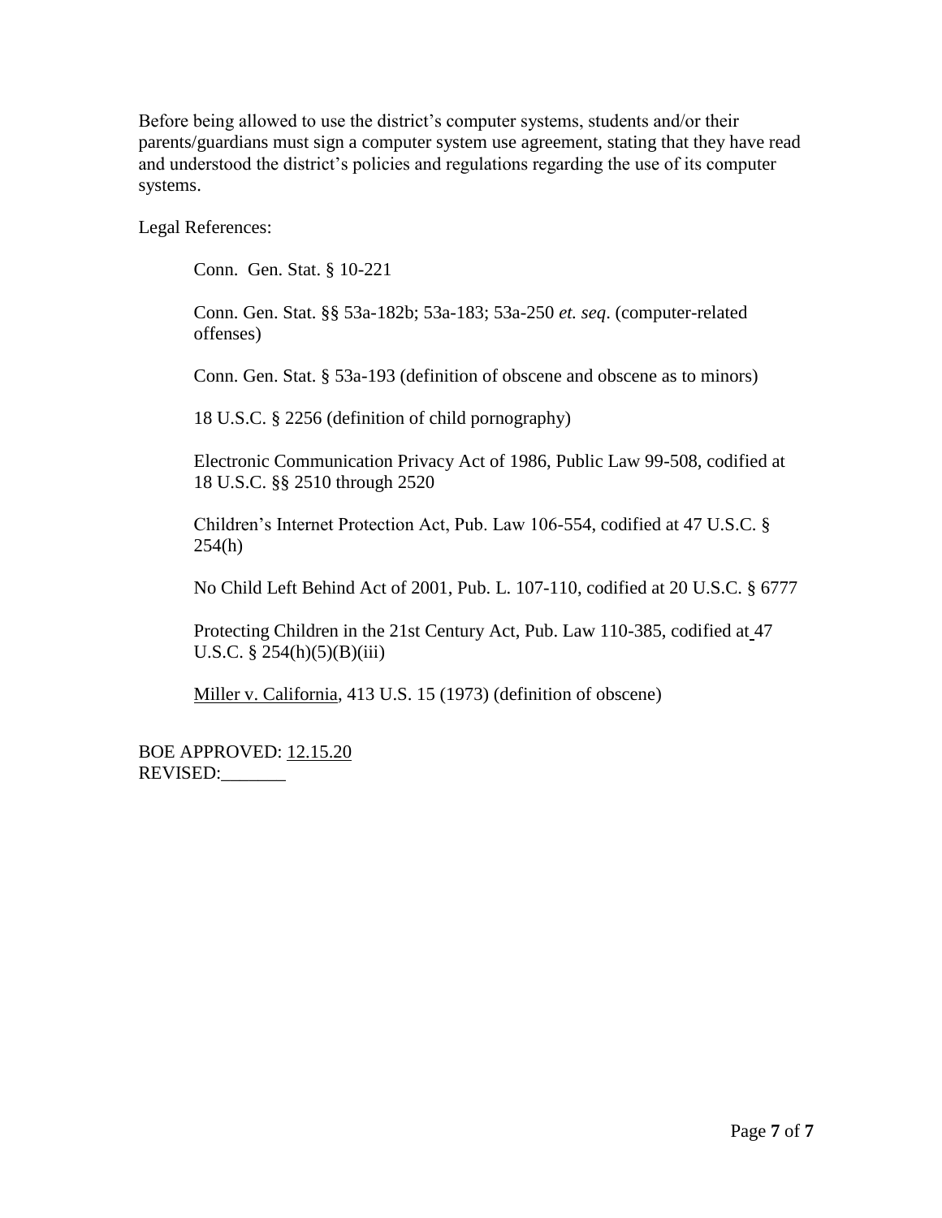Before being allowed to use the district's computer systems, students and/or their parents/guardians must sign a computer system use agreement, stating that they have read and understood the district's policies and regulations regarding the use of its computer systems.

Legal References:

Conn. Gen. Stat. § 10-221

Conn. Gen. Stat. §§ 53a-182b; 53a-183; 53a-250 *et. seq*. (computer-related offenses)

Conn. Gen. Stat. § 53a-193 (definition of obscene and obscene as to minors)

18 U.S.C. § 2256 (definition of child pornography)

Electronic Communication Privacy Act of 1986, Public Law 99-508, codified at 18 U.S.C. §§ 2510 through 2520

Children's Internet Protection Act, Pub. Law 106-554, codified at 47 U.S.C. § 254(h)

No Child Left Behind Act of 2001, Pub. L. 107-110, codified at 20 U.S.C. § 6777

Protecting Children in the 21st Century Act, Pub. Law 110-385, codified at 47 U.S.C. § 254(h)(5)(B)(iii)

Miller v. California, 413 U.S. 15 (1973) (definition of obscene)

BOE APPROVED: 12.15.20
REVISED:_______